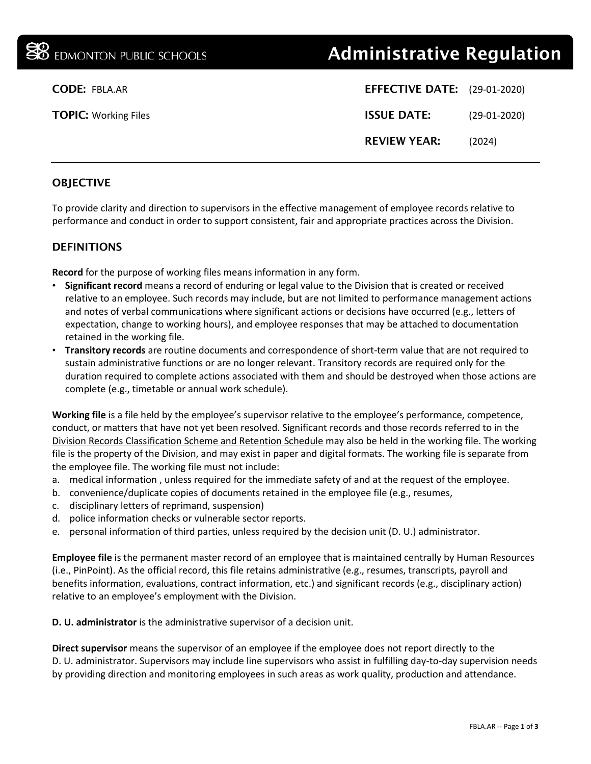EDMONTON PUBLIC SCHOOLS

# Administrative Regulation

**CODE:** FBLA.AR

**TOPIC:** Working Files

**EFFECTIVE DATE:** (29-01-2020)

**ISSUE DATE:** (29-01-2020)

**REVIEW YEAR:** (2024)

## OBJECTIVE

To provide clarity and direction to supervisors in the effective management of employee records relative to performance and conduct in order to support consistent, fair and appropriate practices across the Division.

## DEFINITIONS

**Record** for the purpose of working files means information in any form.

- **Significant record** means a record of enduring or legal value to the Division that is created or received relative to an employee. Such records may include, but are not limited to performance management actions and notes of verbal communications where significant actions or decisions have occurred (e.g., letters of expectation, change to working hours), and employee responses that may be attached to documentation retained in the working file.
- **Transitory records** are routine documents and correspondence of short-term value that are not required to sustain administrative functions or are no longer relevant. Transitory records are required only for the duration required to complete actions associated with them and should be destroyed when those actions are complete (e.g., timetable or annual work schedule).

**Working file** is a file held by the employee's supervisor relative to the employee's performance, competence, conduct, or matters that have not yet been resolved. Significant records and those records referred to in the Division Records Classification Scheme and Retention Schedule may also be held in the working file. The working file is the property of the Division, and may exist in paper and digital formats. The working file is separate from the employee file. The working file must not include:

a. medical information , unless required for the immediate safety of and at the request of the employee.
b. convenience/duplicate copies of documents retained in the employee file (e.g., resumes,
c. disciplinary letters of reprimand, suspension)
d. police information checks or vulnerable sector reports.
e. personal information of third parties, unless required by the decision unit (D. U.) administrator.

**Employee file** is the permanent master record of an employee that is maintained centrally by Human Resources (i.e., PinPoint). As the official record, this file retains administrative (e.g., resumes, transcripts, payroll and benefits information, evaluations, contract information, etc.) and significant records (e.g., disciplinary action) relative to an employee's employment with the Division.

**D. U. administrator** is the administrative supervisor of a decision unit.

**Direct supervisor** means the supervisor of an employee if the employee does not report directly to the D. U. administrator. Supervisors may include line supervisors who assist in fulfilling day-to-day supervision needs by providing direction and monitoring employees in such areas as work quality, production and attendance.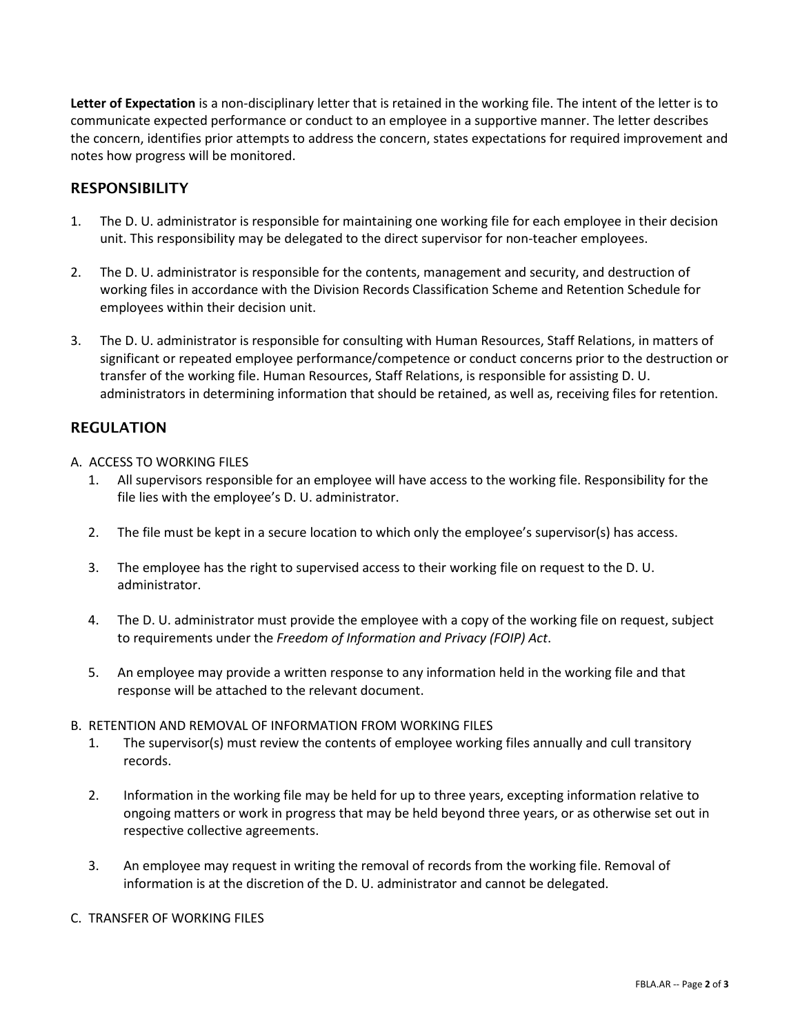**Letter of Expectation** is a non-disciplinary letter that is retained in the working file. The intent of the letter is to communicate expected performance or conduct to an employee in a supportive manner. The letter describes the concern, identifies prior attempts to address the concern, states expectations for required improvement and notes how progress will be monitored.

## RESPONSIBILITY

1. The D. U. administrator is responsible for maintaining one working file for each employee in their decision unit. This responsibility may be delegated to the direct supervisor for non-teacher employees.

2. The D. U. administrator is responsible for the contents, management and security, and destruction of working files in accordance with the Division Records Classification Scheme and Retention Schedule for employees within their decision unit.

3. The D. U. administrator is responsible for consulting with Human Resources, Staff Relations, in matters of significant or repeated employee performance/competence or conduct concerns prior to the destruction or transfer of the working file. Human Resources, Staff Relations, is responsible for assisting D. U. administrators in determining information that should be retained, as well as, receiving files for retention.

## REGULATION

A. ACCESS TO WORKING FILES

1. All supervisors responsible for an employee will have access to the working file. Responsibility for the file lies with the employee's D. U. administrator.

2. The file must be kept in a secure location to which only the employee's supervisor(s) has access.

3. The employee has the right to supervised access to their working file on request to the D. U. administrator.

4. The D. U. administrator must provide the employee with a copy of the working file on request, subject to requirements under the *Freedom of Information and Privacy (FOIP) Act*.

5. An employee may provide a written response to any information held in the working file and that response will be attached to the relevant document.

B. RETENTION AND REMOVAL OF INFORMATION FROM WORKING FILES

1. The supervisor(s) must review the contents of employee working files annually and cull transitory records.

2. Information in the working file may be held for up to three years, excepting information relative to ongoing matters or work in progress that may be held beyond three years, or as otherwise set out in respective collective agreements.

3. An employee may request in writing the removal of records from the working file. Removal of information is at the discretion of the D. U. administrator and cannot be delegated.

C. TRANSFER OF WORKING FILES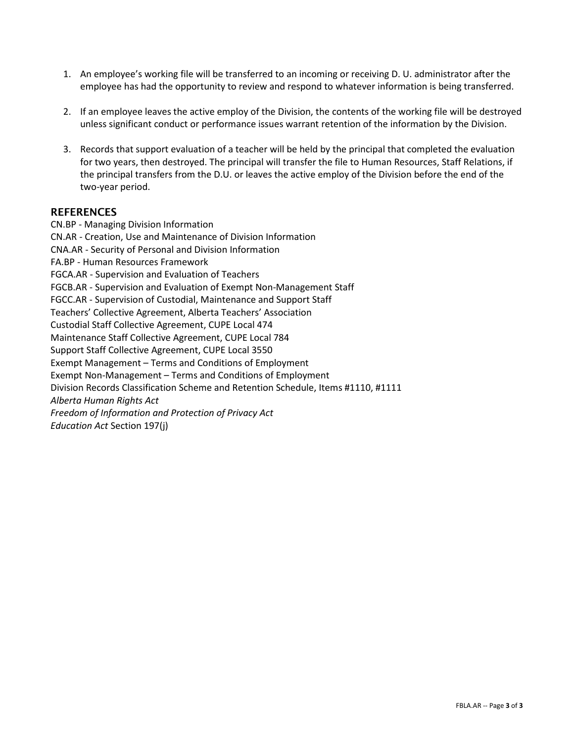1. An employee's working file will be transferred to an incoming or receiving D. U. administrator after the employee has had the opportunity to review and respond to whatever information is being transferred.

2. If an employee leaves the active employ of the Division, the contents of the working file will be destroyed unless significant conduct or performance issues warrant retention of the information by the Division.

3. Records that support evaluation of a teacher will be held by the principal that completed the evaluation for two years, then destroyed. The principal will transfer the file to Human Resources, Staff Relations, if the principal transfers from the D.U. or leaves the active employ of the Division before the end of the two-year period.

## REFERENCES

CN.BP - Managing Division Information
CN.AR - Creation, Use and Maintenance of Division Information
CNA.AR - Security of Personal and Division Information
FA.BP - Human Resources Framework
FGCA.AR - Supervision and Evaluation of Teachers
FGCB.AR - Supervision and Evaluation of Exempt Non-Management Staff
FGCC.AR - Supervision of Custodial, Maintenance and Support Staff
Teachers' Collective Agreement, Alberta Teachers' Association
Custodial Staff Collective Agreement, CUPE Local 474
Maintenance Staff Collective Agreement, CUPE Local 784
Support Staff Collective Agreement, CUPE Local 3550
Exempt Management – Terms and Conditions of Employment
Exempt Non-Management – Terms and Conditions of Employment
Division Records Classification Scheme and Retention Schedule, Items #1110, #1111
*Alberta Human Rights Act*
*Freedom of Information and Protection of Privacy Act*
*Education Act* Section 197(j)